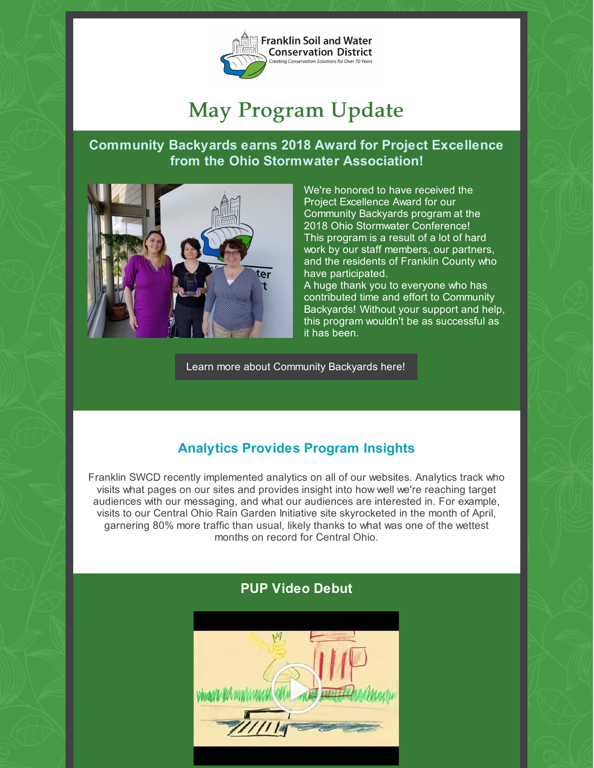Franklin Soil and Water Conservation District

*Creating Conservation Solutions for Over 70 Years*

# May Program Update

## Community Backyards earns 2018 Award for Project Excellence from the Ohio Stormwater Association!

We're honored to have received the Project Excellence Award for our Community Backyards program at the 2018 Ohio Stormwater Conference! This program is a result of a lot of hard work by our staff members, our partners, and the residents of Franklin County who have participated.

A huge thank you to everyone who has contributed time and effort to Community Backyards! Without your support and help, this program wouldn't be as successful as it has been.

Learn more about Community Backyards here!

## Analytics Provides Program Insights

Franklin SWCD recently implemented analytics on all of our websites. Analytics track who visits what pages on our sites and provides insight into how well we're reaching target audiences with our messaging, and what our audiences are interested in. For example, visits to our Central Ohio Rain Garden Initiative site skyrocketed in the month of April, garnering 80% more traffic than usual, likely thanks to what was one of the wettest months on record for Central Ohio.

## PUP Video Debut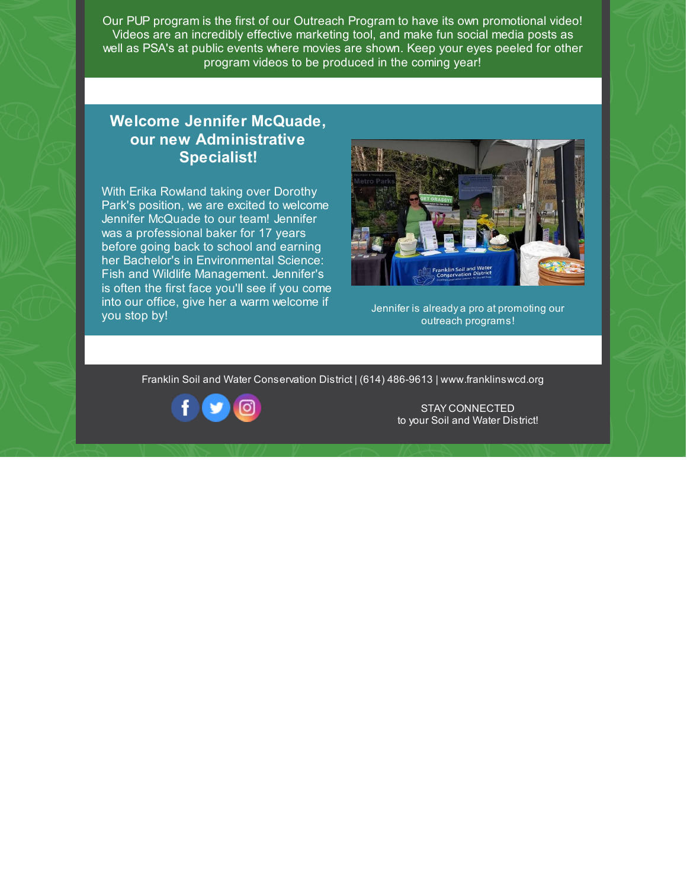Our PUP program is the first of our Outreach Program to have its own promotional video! Videos are an incredibly effective marketing tool, and make fun social media posts as well as PSA's at public events where movies are shown. Keep your eyes peeled for other program videos to be produced in the coming year!

## Welcome Jennifer McQuade, our new Administrative Specialist!

With Erika Rowland taking over Dorothy Park's position, we are excited to welcome Jennifer McQuade to our team! Jennifer was a professional baker for 17 years before going back to school and earning her Bachelor's in Environmental Science: Fish and Wildlife Management. Jennifer's is often the first face you'll see if you come into our office, give her a warm welcome if you stop by!

Jennifer is already a pro at promoting our outreach programs!

Franklin Soil and Water Conservation District | (614) 486-9613 | www.franklinswcd.org

STAY CONNECTED
to your Soil and Water District!